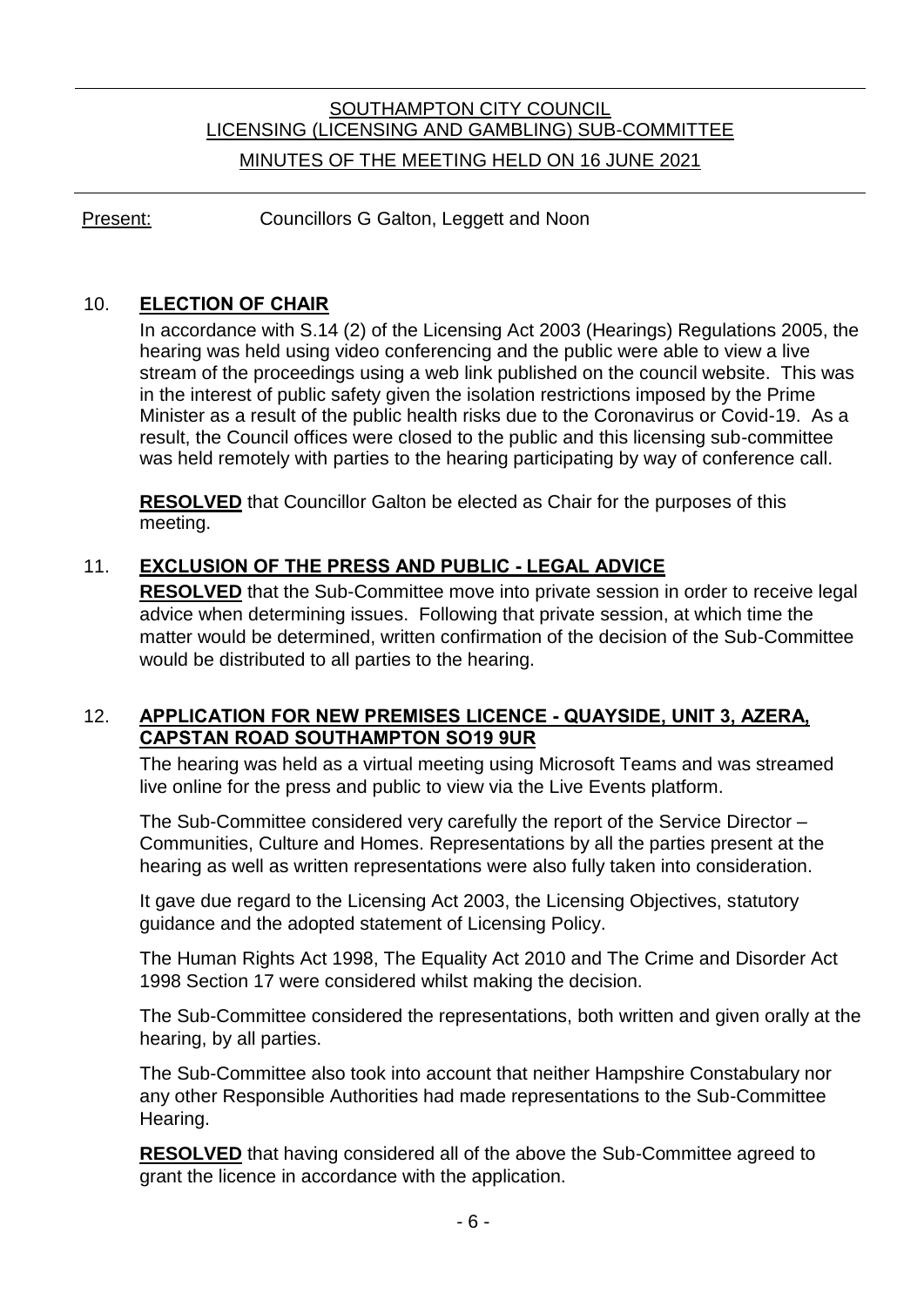SOUTHAMPTON CITY COUNCIL
LICENSING (LICENSING AND GAMBLING) SUB-COMMITTEE

MINUTES OF THE MEETING HELD ON 16 JUNE 2021

Present: Councillors G Galton, Leggett and Noon

## 10. ELECTION OF CHAIR

In accordance with S.14 (2) of the Licensing Act 2003 (Hearings) Regulations 2005, the hearing was held using video conferencing and the public were able to view a live stream of the proceedings using a web link published on the council website. This was in the interest of public safety given the isolation restrictions imposed by the Prime Minister as a result of the public health risks due to the Coronavirus or Covid-19. As a result, the Council offices were closed to the public and this licensing sub-committee was held remotely with parties to the hearing participating by way of conference call.

**RESOLVED** that Councillor Galton be elected as Chair for the purposes of this meeting.

## 11. EXCLUSION OF THE PRESS AND PUBLIC - LEGAL ADVICE

**RESOLVED** that the Sub-Committee move into private session in order to receive legal advice when determining issues. Following that private session, at which time the matter would be determined, written confirmation of the decision of the Sub-Committee would be distributed to all parties to the hearing.

## 12. APPLICATION FOR NEW PREMISES LICENCE - QUAYSIDE, UNIT 3, AZERA, CAPSTAN ROAD SOUTHAMPTON SO19 9UR

The hearing was held as a virtual meeting using Microsoft Teams and was streamed live online for the press and public to view via the Live Events platform.

The Sub-Committee considered very carefully the report of the Service Director – Communities, Culture and Homes. Representations by all the parties present at the hearing as well as written representations were also fully taken into consideration.

It gave due regard to the Licensing Act 2003, the Licensing Objectives, statutory guidance and the adopted statement of Licensing Policy.

The Human Rights Act 1998, The Equality Act 2010 and The Crime and Disorder Act 1998 Section 17 were considered whilst making the decision.

The Sub-Committee considered the representations, both written and given orally at the hearing, by all parties.

The Sub-Committee also took into account that neither Hampshire Constabulary nor any other Responsible Authorities had made representations to the Sub-Committee Hearing.

**RESOLVED** that having considered all of the above the Sub-Committee agreed to grant the licence in accordance with the application.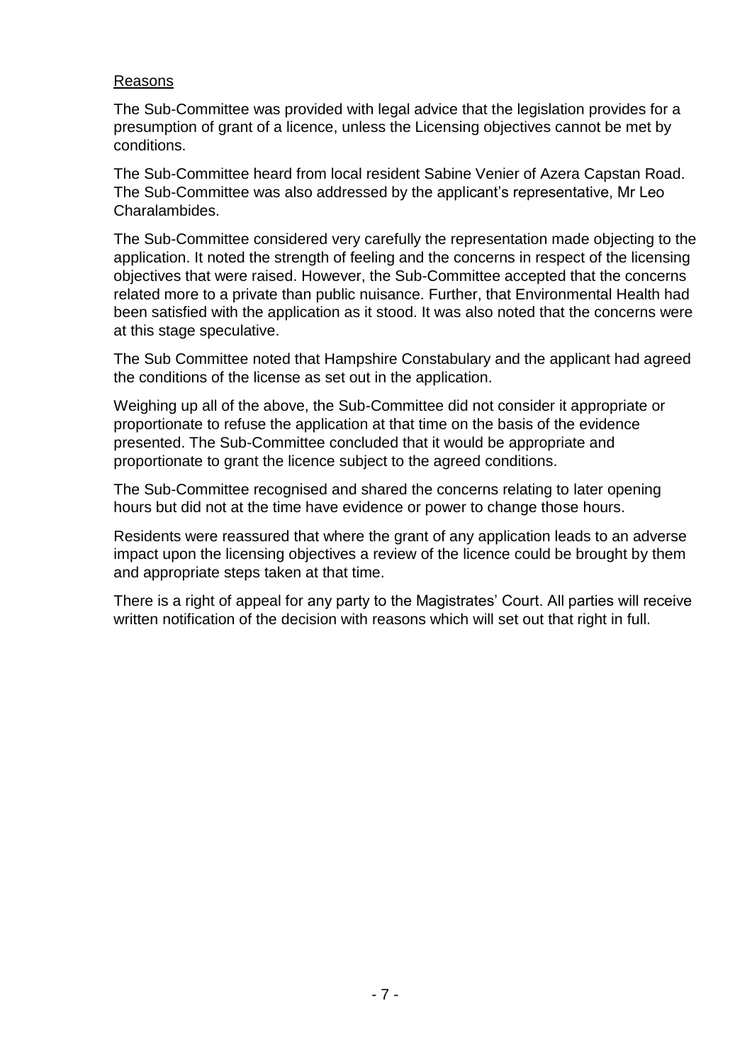Reasons

The Sub-Committee was provided with legal advice that the legislation provides for a presumption of grant of a licence, unless the Licensing objectives cannot be met by conditions.

The Sub-Committee heard from local resident Sabine Venier of Azera Capstan Road. The Sub-Committee was also addressed by the applicant's representative, Mr Leo Charalambides.

The Sub-Committee considered very carefully the representation made objecting to the application. It noted the strength of feeling and the concerns in respect of the licensing objectives that were raised. However, the Sub-Committee accepted that the concerns related more to a private than public nuisance. Further, that Environmental Health had been satisfied with the application as it stood. It was also noted that the concerns were at this stage speculative.

The Sub Committee noted that Hampshire Constabulary and the applicant had agreed the conditions of the license as set out in the application.

Weighing up all of the above, the Sub-Committee did not consider it appropriate or proportionate to refuse the application at that time on the basis of the evidence presented. The Sub-Committee concluded that it would be appropriate and proportionate to grant the licence subject to the agreed conditions.

The Sub-Committee recognised and shared the concerns relating to later opening hours but did not at the time have evidence or power to change those hours.

Residents were reassured that where the grant of any application leads to an adverse impact upon the licensing objectives a review of the licence could be brought by them and appropriate steps taken at that time.

There is a right of appeal for any party to the Magistrates' Court. All parties will receive written notification of the decision with reasons which will set out that right in full.